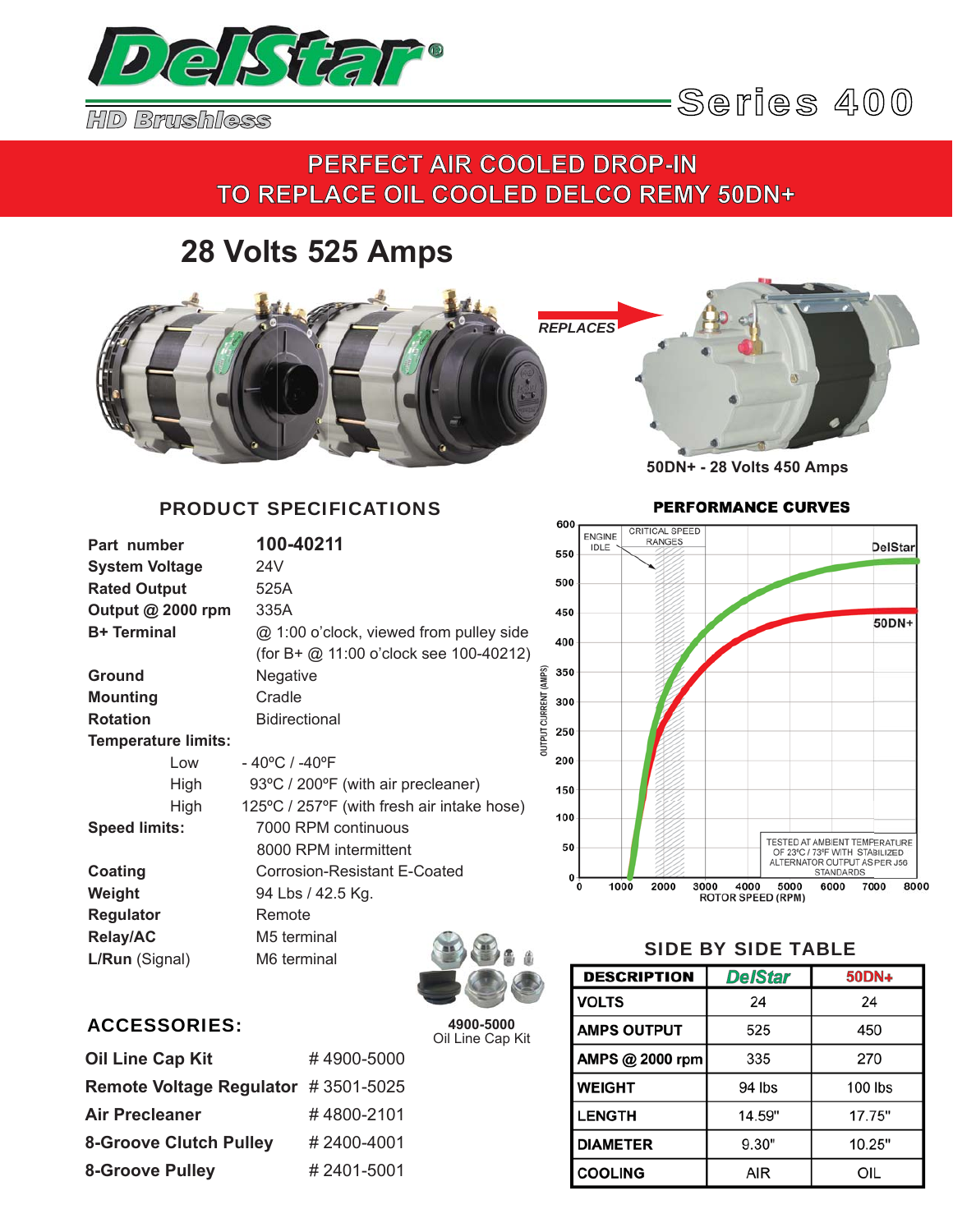# DelStar®

HD Brushless

Series 400

## PERFECT AIR COOLED DROP-IN TO REPLACE OIL COOLED DELCO REMY 50DN+

## 28 Volts 525 Amps

REPLACES

50DN+ - 28 Volts 450 Amps

### PRODUCT SPECIFICATIONS

| | |
|---|---|
| **Part number** | **100-40211** |
| **System Voltage** | 24V |
| **Rated Output** | 525A |
| **Output @ 2000 rpm** | 335A |
| **B+ Terminal** | @ 1:00 o'clock, viewed from pulley side (for B+ @ 11:00 o'clock see 100-40212) |
| **Ground** | Negative |
| **Mounting** | Cradle |
| **Rotation** | Bidirectional |
| **Temperature limits:** | |
| Low | - 40ºC / -40ºF |
| High | 93ºC / 200ºF (with air precleaner) |
| High | 125ºC / 257ºF (with fresh air intake hose) |
| **Speed limits:** | 7000 RPM continuous |
| | 8000 RPM intermittent |
| **Coating** | Corrosion-Resistant E-Coated |
| **Weight** | 94 Lbs / 42.5 Kg. |
| **Regulator** | Remote |
| **Relay/AC** | M5 terminal |
| **L/Run** (Signal) | M6 terminal |

### PERFORMANCE CURVES

ENGINE IDLE — CRITICAL SPEED RANGES — DelStar — 50DN+

OUTPUT CURRENT (AMPS) vs ROTOR SPEED (RPM)

TESTED AT AMBIENT TEMPERATURE OF 23ºC / 73ºF WITH STABILIZED ALTERNATOR OUTPUT AS PER J56 STANDARDS

4900-5000
Oil Line Cap Kit

### ACCESSORIES:

| | |
|---|---|
| **Oil Line Cap Kit** | # 4900-5000 |
| **Remote Voltage Regulator** | # 3501-5025 |
| **Air Precleaner** | # 4800-2101 |
| **8-Groove Clutch Pulley** | # 2400-4001 |
| **8-Groove Pulley** | # 2401-5001 |

### SIDE BY SIDE TABLE

| DESCRIPTION | DelStar | 50DN+ |
|---|---|---|
| VOLTS | 24 | 24 |
| AMPS OUTPUT | 525 | 450 |
| AMPS @ 2000 rpm | 335 | 270 |
| WEIGHT | 94 lbs | 100 lbs |
| LENGTH | 14.59" | 17.75" |
| DIAMETER | 9.30" | 10.25" |
| COOLING | AIR | OIL |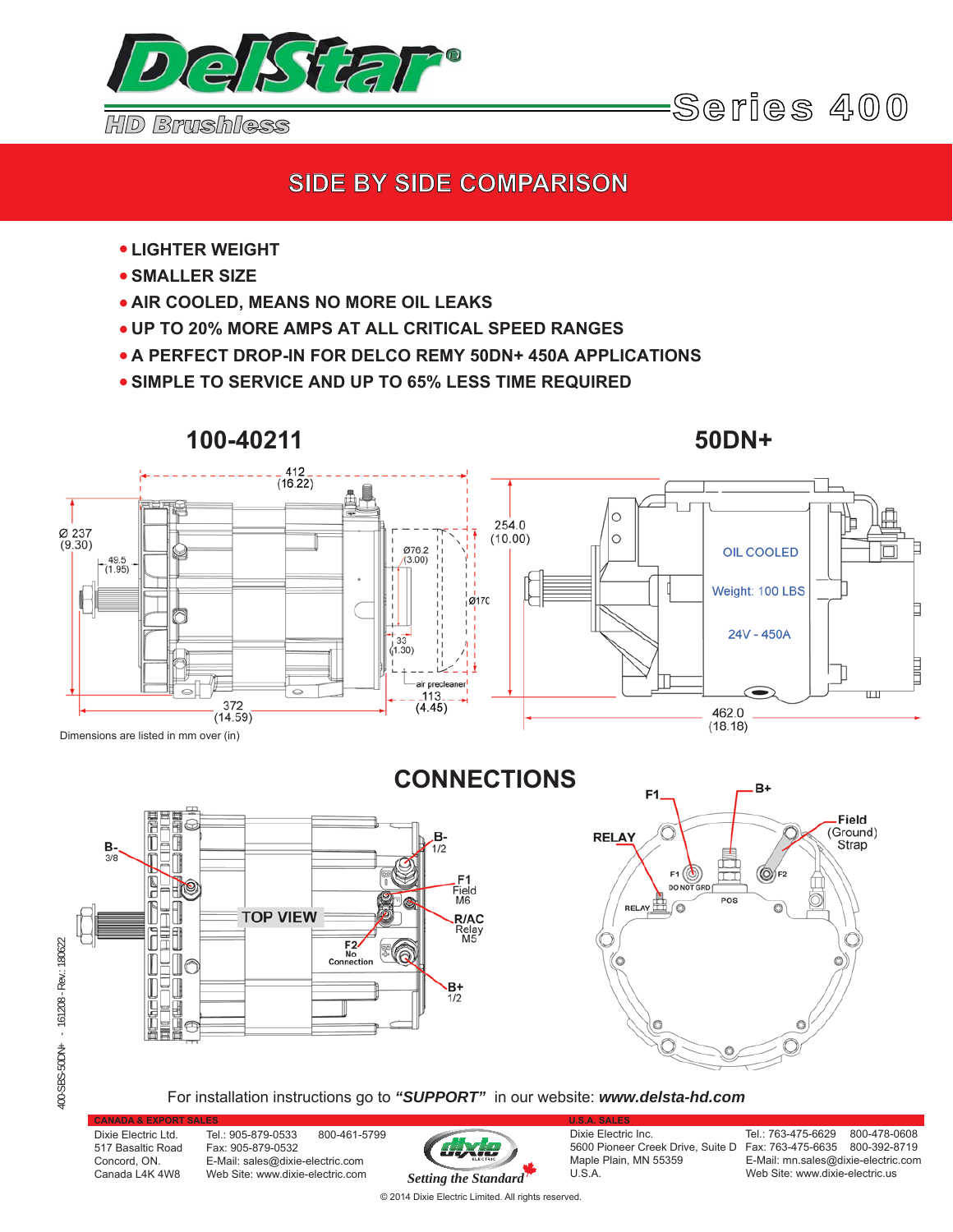# DelStar®

HD Brushless

Series 400

## SIDE BY SIDE COMPARISON

- LIGHTER WEIGHT
- SMALLER SIZE
- AIR COOLED, MEANS NO MORE OIL LEAKS
- UP TO 20% MORE AMPS AT ALL CRITICAL SPEED RANGES
- A PERFECT DROP-IN FOR DELCO REMY 50DN+ 450A APPLICATIONS
- SIMPLE TO SERVICE AND UP TO 65% LESS TIME REQUIRED

### 100-40211

412
(16.22)

Ø 237
(9.30)

49.5
(1.95)

Ø76.2
(3.00)

Ø170

33
(1.30)

air precleaner

113
(4.45)

372
(14.59)

### 50DN+

254.0
(10.00)

OIL COOLED

Weight: 100 LBS

24V - 450A

462.0
(18.18)

Dimensions are listed in mm over (in)

## CONNECTIONS

TOP VIEW

B-
3/8

B-
1/2

F1
Field
M6

R/AC
Relay
M5

F2
No
Connection

B+
1/2

F1

B+

RELAY

Field
(Ground)
Strap

F1

DO NOT GRD

F2

POS

RELAY

For installation instructions go to ***"SUPPORT"*** in our website: ***www.delsta-hd.com***

**CANADA & EXPORT SALES**

Dixie Electric Ltd.
517 Basaltic Road
Concord, ON.
Canada L4K 4W8

Tel.: 905-879-0533 800-461-5799
Fax: 905-879-0532
E-Mail: sales@dixie-electric.com
Web Site: www.dixie-electric.com

*Setting the Standard*

**U.S.A. SALES**

Dixie Electric Inc.
5600 Pioneer Creek Drive, Suite D
Maple Plain, MN 55359
U.S.A.

Tel.: 763-475-6629 800-478-0608
Fax: 763-475-6635 800-392-8719
E-Mail: mn.sales@dixie-electric.com
Web Site: www.dixie-electric.us

© 2014 Dixie Electric Limited. All rights reserved.

400-SBS-50DN+ - 161208 - Rev.: 180622